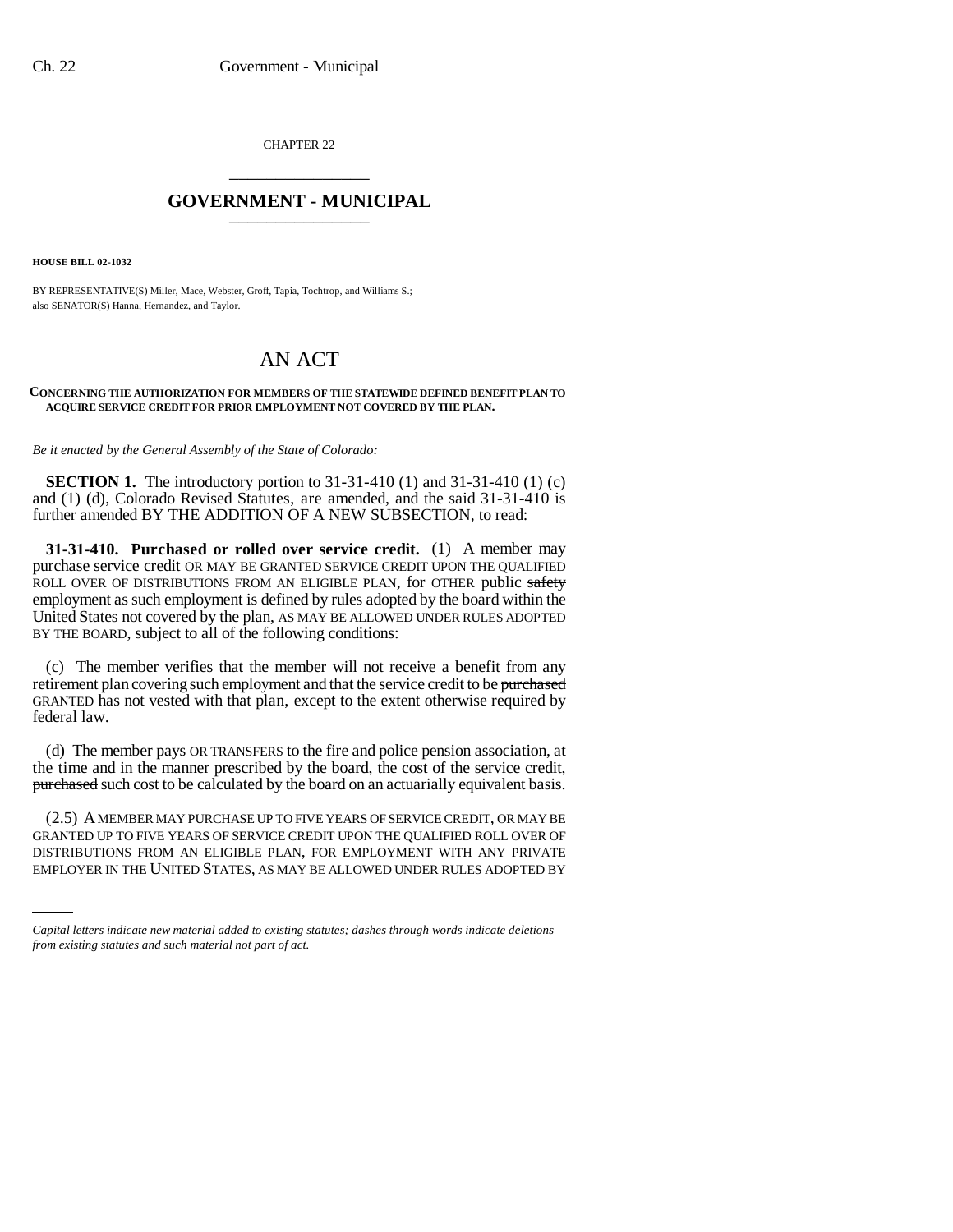CHAPTER 22

## GOVERNMENT - MUNICIPAL

**HOUSE BILL 02-1032**

BY REPRESENTATIVE(S) Miller, Mace, Webster, Groff, Tapia, Tochtrop, and Williams S.;
also SENATOR(S) Hanna, Hernandez, and Taylor.

# AN ACT

**CONCERNING THE AUTHORIZATION FOR MEMBERS OF THE STATEWIDE DEFINED BENEFIT PLAN TO ACQUIRE SERVICE CREDIT FOR PRIOR EMPLOYMENT NOT COVERED BY THE PLAN.**

*Be it enacted by the General Assembly of the State of Colorado:*

**SECTION 1.** The introductory portion to 31-31-410 (1) and 31-31-410 (1) (c) and (1) (d), Colorado Revised Statutes, are amended, and the said 31-31-410 is further amended BY THE ADDITION OF A NEW SUBSECTION, to read:

**31-31-410. Purchased or rolled over service credit.** (1) A member may purchase service credit OR MAY BE GRANTED SERVICE CREDIT UPON THE QUALIFIED ROLL OVER OF DISTRIBUTIONS FROM AN ELIGIBLE PLAN, for OTHER public ~~safety~~ employment ~~as such employment is defined by rules adopted by the board~~ within the United States not covered by the plan, AS MAY BE ALLOWED UNDER RULES ADOPTED BY THE BOARD, subject to all of the following conditions:

(c) The member verifies that the member will not receive a benefit from any retirement plan covering such employment and that the service credit to be ~~purchased~~ GRANTED has not vested with that plan, except to the extent otherwise required by federal law.

(d) The member pays OR TRANSFERS to the fire and police pension association, at the time and in the manner prescribed by the board, the cost of the service credit, ~~purchased~~ such cost to be calculated by the board on an actuarially equivalent basis.

(2.5) A MEMBER MAY PURCHASE UP TO FIVE YEARS OF SERVICE CREDIT, OR MAY BE GRANTED UP TO FIVE YEARS OF SERVICE CREDIT UPON THE QUALIFIED ROLL OVER OF DISTRIBUTIONS FROM AN ELIGIBLE PLAN, FOR EMPLOYMENT WITH ANY PRIVATE EMPLOYER IN THE UNITED STATES, AS MAY BE ALLOWED UNDER RULES ADOPTED BY

*Capital letters indicate new material added to existing statutes; dashes through words indicate deletions from existing statutes and such material not part of act.*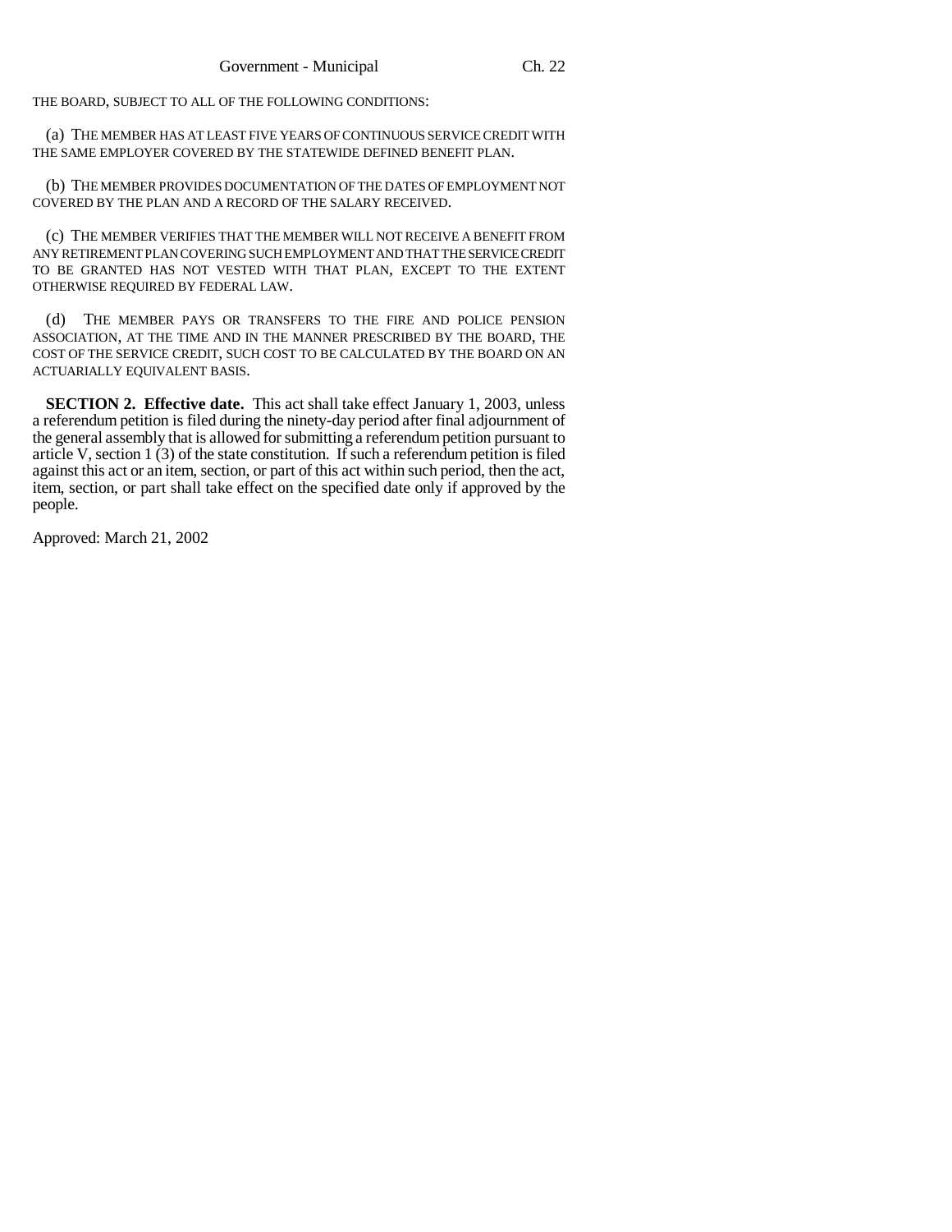THE BOARD, SUBJECT TO ALL OF THE FOLLOWING CONDITIONS:

(a) THE MEMBER HAS AT LEAST FIVE YEARS OF CONTINUOUS SERVICE CREDIT WITH THE SAME EMPLOYER COVERED BY THE STATEWIDE DEFINED BENEFIT PLAN.

(b) THE MEMBER PROVIDES DOCUMENTATION OF THE DATES OF EMPLOYMENT NOT COVERED BY THE PLAN AND A RECORD OF THE SALARY RECEIVED.

(c) THE MEMBER VERIFIES THAT THE MEMBER WILL NOT RECEIVE A BENEFIT FROM ANY RETIREMENT PLAN COVERING SUCH EMPLOYMENT AND THAT THE SERVICE CREDIT TO BE GRANTED HAS NOT VESTED WITH THAT PLAN, EXCEPT TO THE EXTENT OTHERWISE REQUIRED BY FEDERAL LAW.

(d) THE MEMBER PAYS OR TRANSFERS TO THE FIRE AND POLICE PENSION ASSOCIATION, AT THE TIME AND IN THE MANNER PRESCRIBED BY THE BOARD, THE COST OF THE SERVICE CREDIT, SUCH COST TO BE CALCULATED BY THE BOARD ON AN ACTUARIALLY EQUIVALENT BASIS.

**SECTION 2. Effective date.** This act shall take effect January 1, 2003, unless a referendum petition is filed during the ninety-day period after final adjournment of the general assembly that is allowed for submitting a referendum petition pursuant to article V, section 1 (3) of the state constitution. If such a referendum petition is filed against this act or an item, section, or part of this act within such period, then the act, item, section, or part shall take effect on the specified date only if approved by the people.

Approved: March 21, 2002